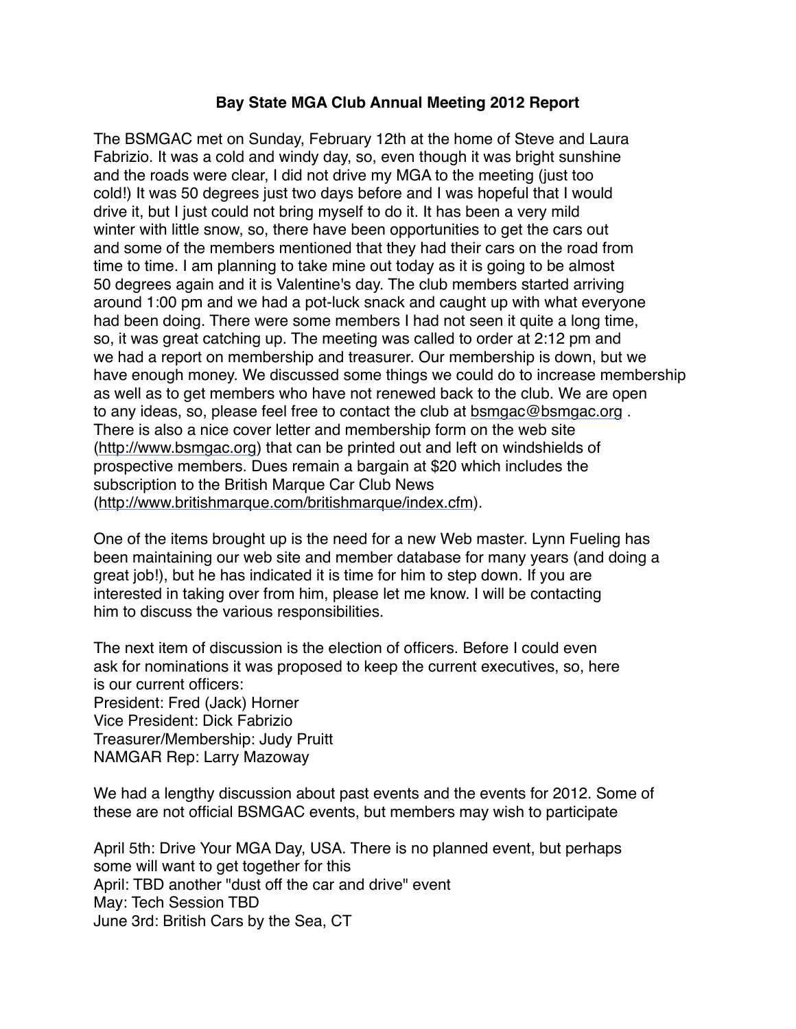# Bay State MGA Club Annual Meeting 2012 Report

The BSMGAC met on Sunday, February 12th at the home of Steve and Laura Fabrizio. It was a cold and windy day, so, even though it was bright sunshine and the roads were clear, I did not drive my MGA to the meeting (just too cold!) It was 50 degrees just two days before and I was hopeful that I would drive it, but I just could not bring myself to do it. It has been a very mild winter with little snow, so, there have been opportunities to get the cars out and some of the members mentioned that they had their cars on the road from time to time. I am planning to take mine out today as it is going to be almost 50 degrees again and it is Valentine's day. The club members started arriving around 1:00 pm and we had a pot-luck snack and caught up with what everyone had been doing. There were some members I had not seen it quite a long time, so, it was great catching up. The meeting was called to order at 2:12 pm and we had a report on membership and treasurer. Our membership is down, but we have enough money. We discussed some things we could do to increase membership as well as to get members who have not renewed back to the club. We are open to any ideas, so, please feel free to contact the club at bsmgac@bsmgac.org . There is also a nice cover letter and membership form on the web site (http://www.bsmgac.org) that can be printed out and left on windshields of prospective members. Dues remain a bargain at $20 which includes the subscription to the British Marque Car Club News (http://www.britishmarque.com/britishmarque/index.cfm).

One of the items brought up is the need for a new Web master. Lynn Fueling has been maintaining our web site and member database for many years (and doing a great job!), but he has indicated it is time for him to step down. If you are interested in taking over from him, please let me know. I will be contacting him to discuss the various responsibilities.

The next item of discussion is the election of officers. Before I could even ask for nominations it was proposed to keep the current executives, so, here is our current officers:
President: Fred (Jack) Horner
Vice President: Dick Fabrizio
Treasurer/Membership: Judy Pruitt
NAMGAR Rep: Larry Mazoway

We had a lengthy discussion about past events and the events for 2012. Some of these are not official BSMGAC events, but members may wish to participate

April 5th: Drive Your MGA Day, USA. There is no planned event, but perhaps some will want to get together for this
April: TBD another "dust off the car and drive" event
May: Tech Session TBD
June 3rd: British Cars by the Sea, CT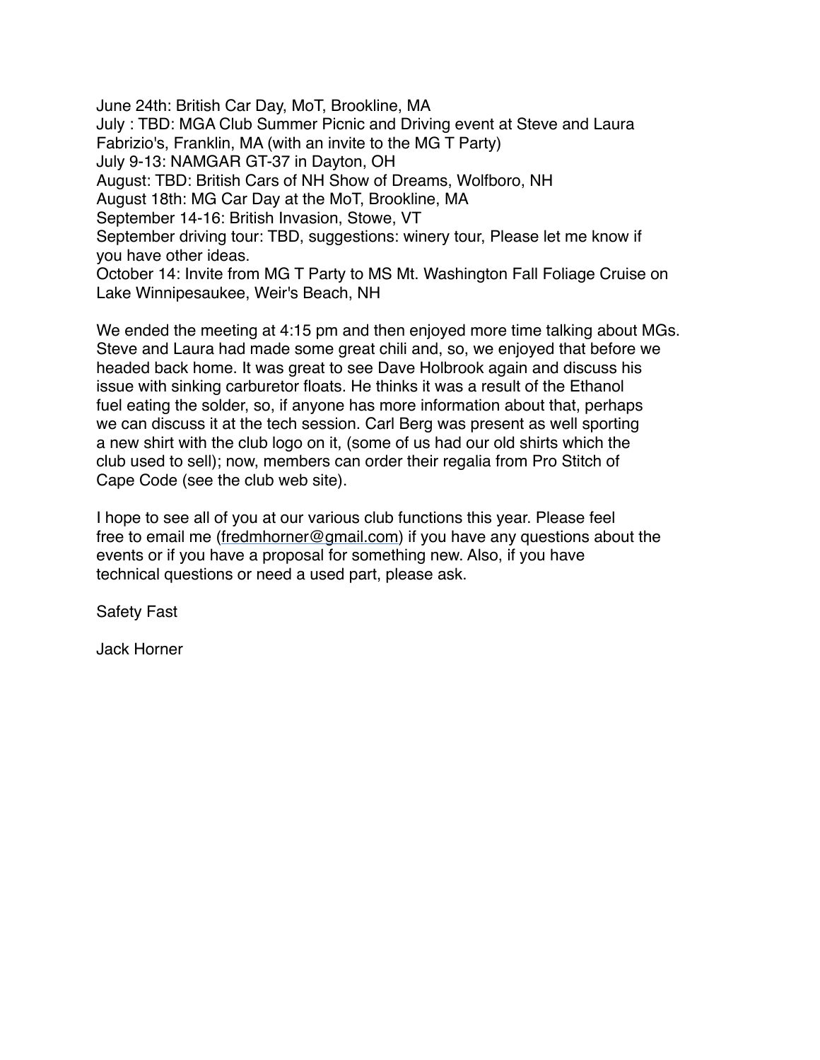June 24th: British Car Day, MoT, Brookline, MA
July : TBD: MGA Club Summer Picnic and Driving event at Steve and Laura Fabrizio's, Franklin, MA (with an invite to the MG T Party)
July 9-13: NAMGAR GT-37 in Dayton, OH
August: TBD: British Cars of NH Show of Dreams, Wolfboro, NH
August 18th: MG Car Day at the MoT, Brookline, MA
September 14-16: British Invasion, Stowe, VT
September driving tour: TBD, suggestions: winery tour, Please let me know if you have other ideas.
October 14: Invite from MG T Party to MS Mt. Washington Fall Foliage Cruise on Lake Winnipesaukee, Weir's Beach, NH

We ended the meeting at 4:15 pm and then enjoyed more time talking about MGs. Steve and Laura had made some great chili and, so, we enjoyed that before we headed back home. It was great to see Dave Holbrook again and discuss his issue with sinking carburetor floats. He thinks it was a result of the Ethanol fuel eating the solder, so, if anyone has more information about that, perhaps we can discuss it at the tech session. Carl Berg was present as well sporting a new shirt with the club logo on it, (some of us had our old shirts which the club used to sell); now, members can order their regalia from Pro Stitch of Cape Code (see the club web site).

I hope to see all of you at our various club functions this year. Please feel free to email me (fredmhorner@gmail.com) if you have any questions about the events or if you have a proposal for something new. Also, if you have technical questions or need a used part, please ask.

Safety Fast

Jack Horner